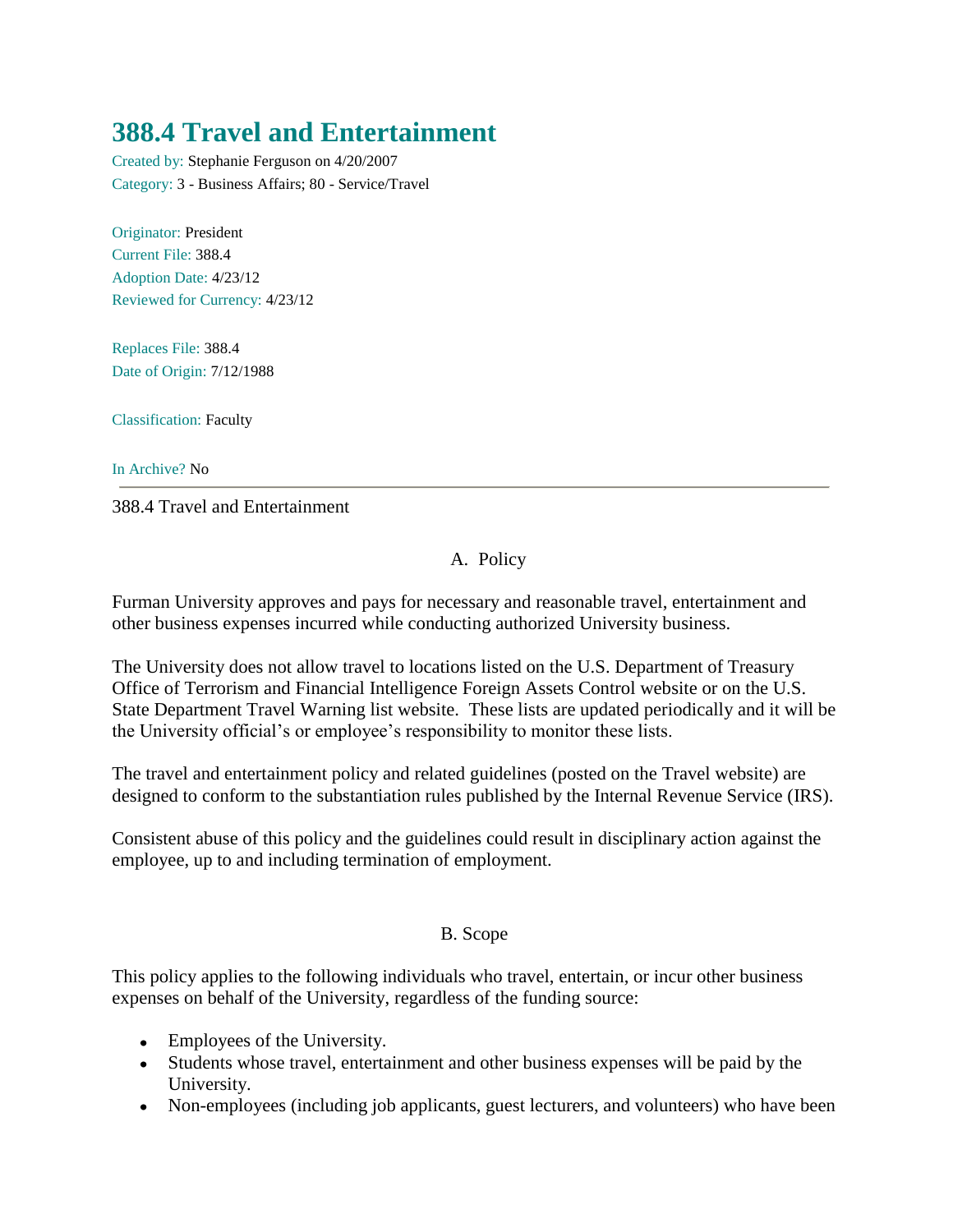# 388.4 Travel and Entertainment

Created by: Stephanie Ferguson on 4/20/2007
Category: 3 - Business Affairs; 80 - Service/Travel

Originator: President
Current File: 388.4
Adoption Date: 4/23/12
Reviewed for Currency: 4/23/12

Replaces File: 388.4
Date of Origin: 7/12/1988

Classification: Faculty

In Archive? No

---

388.4 Travel and Entertainment

## A. Policy

Furman University approves and pays for necessary and reasonable travel, entertainment and other business expenses incurred while conducting authorized University business.

The University does not allow travel to locations listed on the U.S. Department of Treasury Office of Terrorism and Financial Intelligence Foreign Assets Control website or on the U.S. State Department Travel Warning list website. These lists are updated periodically and it will be the University official's or employee's responsibility to monitor these lists.

The travel and entertainment policy and related guidelines (posted on the Travel website) are designed to conform to the substantiation rules published by the Internal Revenue Service (IRS).

Consistent abuse of this policy and the guidelines could result in disciplinary action against the employee, up to and including termination of employment.

## B. Scope

This policy applies to the following individuals who travel, entertain, or incur other business expenses on behalf of the University, regardless of the funding source:

- Employees of the University.
- Students whose travel, entertainment and other business expenses will be paid by the University.
- Non-employees (including job applicants, guest lecturers, and volunteers) who have been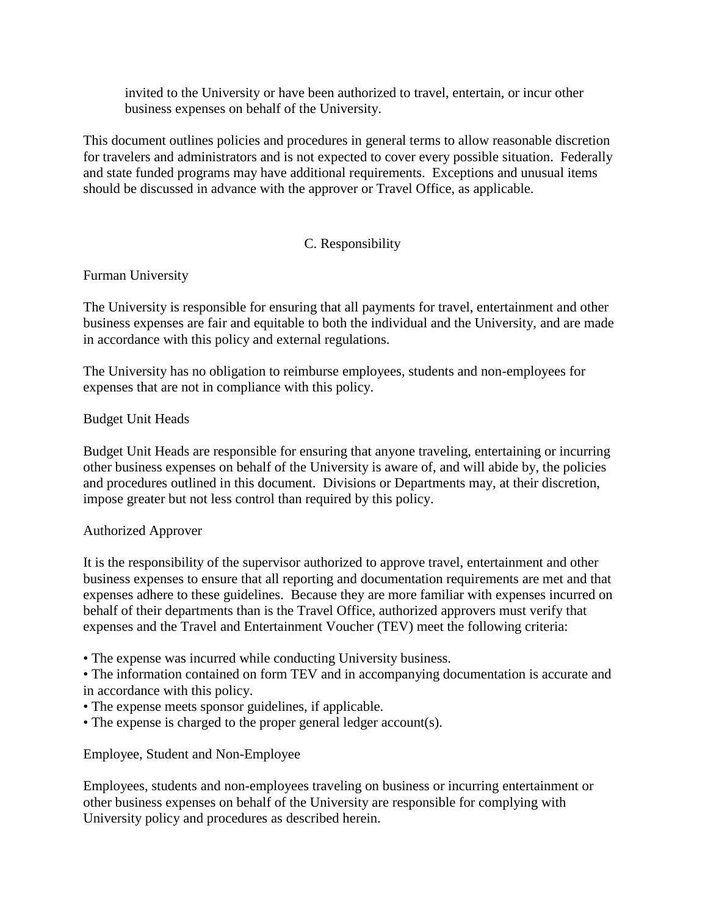invited to the University or have been authorized to travel, entertain, or incur other business expenses on behalf of the University.

This document outlines policies and procedures in general terms to allow reasonable discretion for travelers and administrators and is not expected to cover every possible situation. Federally and state funded programs may have additional requirements. Exceptions and unusual items should be discussed in advance with the approver or Travel Office, as applicable.

## C. Responsibility

### Furman University

The University is responsible for ensuring that all payments for travel, entertainment and other business expenses are fair and equitable to both the individual and the University, and are made in accordance with this policy and external regulations.

The University has no obligation to reimburse employees, students and non-employees for expenses that are not in compliance with this policy.

### Budget Unit Heads

Budget Unit Heads are responsible for ensuring that anyone traveling, entertaining or incurring other business expenses on behalf of the University is aware of, and will abide by, the policies and procedures outlined in this document. Divisions or Departments may, at their discretion, impose greater but not less control than required by this policy.

### Authorized Approver

It is the responsibility of the supervisor authorized to approve travel, entertainment and other business expenses to ensure that all reporting and documentation requirements are met and that expenses adhere to these guidelines. Because they are more familiar with expenses incurred on behalf of their departments than is the Travel Office, authorized approvers must verify that expenses and the Travel and Entertainment Voucher (TEV) meet the following criteria:

- The expense was incurred while conducting University business.
- The information contained on form TEV and in accompanying documentation is accurate and in accordance with this policy.
- The expense meets sponsor guidelines, if applicable.
- The expense is charged to the proper general ledger account(s).

### Employee, Student and Non-Employee

Employees, students and non-employees traveling on business or incurring entertainment or other business expenses on behalf of the University are responsible for complying with University policy and procedures as described herein.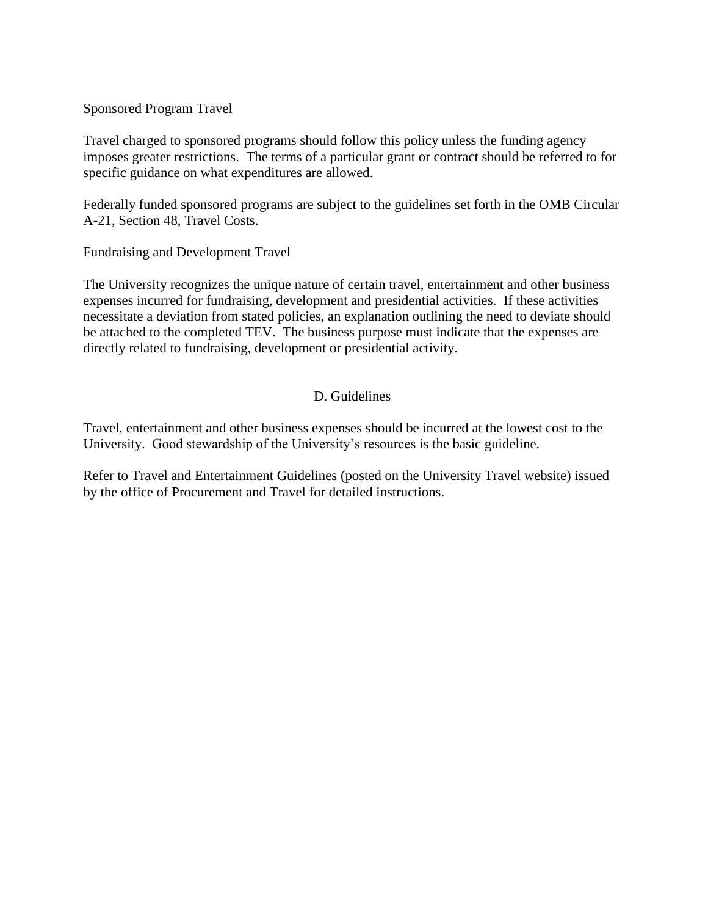Sponsored Program Travel

Travel charged to sponsored programs should follow this policy unless the funding agency imposes greater restrictions. The terms of a particular grant or contract should be referred to for specific guidance on what expenditures are allowed.

Federally funded sponsored programs are subject to the guidelines set forth in the OMB Circular A-21, Section 48, Travel Costs.

Fundraising and Development Travel

The University recognizes the unique nature of certain travel, entertainment and other business expenses incurred for fundraising, development and presidential activities. If these activities necessitate a deviation from stated policies, an explanation outlining the need to deviate should be attached to the completed TEV. The business purpose must indicate that the expenses are directly related to fundraising, development or presidential activity.

## D. Guidelines

Travel, entertainment and other business expenses should be incurred at the lowest cost to the University. Good stewardship of the University's resources is the basic guideline.

Refer to Travel and Entertainment Guidelines (posted on the University Travel website) issued by the office of Procurement and Travel for detailed instructions.